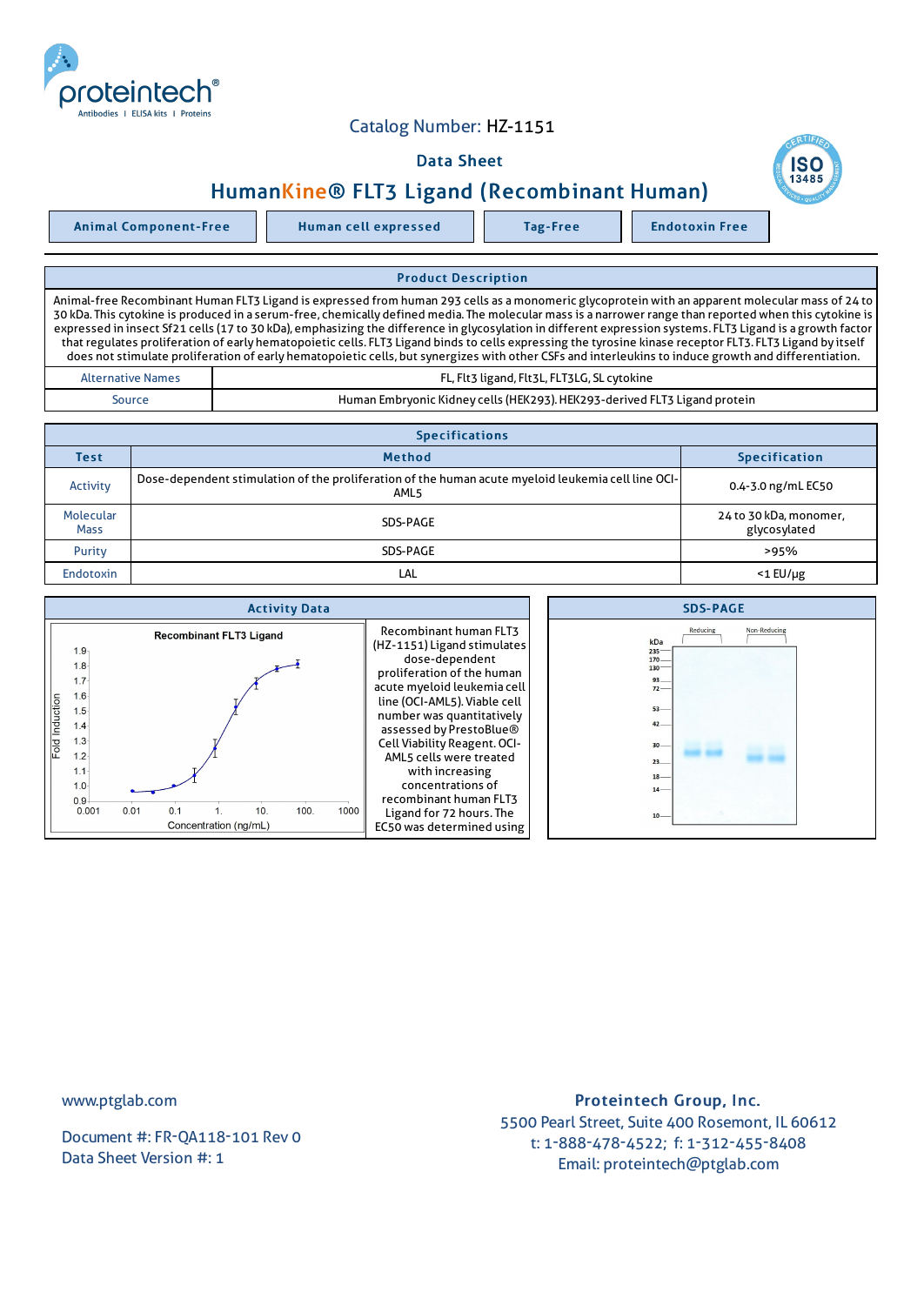Catalog Number: HZ-1151

Data Sheet

# HumanKine® FLT3 Ligand (Recombinant Human)

| Animal Component-Free | Human cell expressed | Tag-Free | Endotoxin Free |
|---|---|---|---|

## Product Description

Animal-free Recombinant Human FLT3 Ligand is expressed from human 293 cells as a monomeric glycoprotein with an apparent molecular mass of 24 to 30 kDa. This cytokine is produced in a serum-free, chemically defined media. The molecular mass is a narrower range than reported when this cytokine is expressed in insect Sf21 cells (17 to 30 kDa), emphasizing the difference in glycosylation in different expression systems. FLT3 Ligand is a growth factor that regulates proliferation of early hematopoietic cells. FLT3 Ligand binds to cells expressing the tyrosine kinase receptor FLT3. FLT3 Ligand by itself does not stimulate proliferation of early hematopoietic cells, but synergizes with other CSFs and interleukins to induce growth and differentiation.

| | |
|---|---|
| Alternative Names | FL, Flt3 ligand, Flt3L, FLT3LG, SL cytokine |
| Source | Human Embryonic Kidney cells (HEK293). HEK293-derived FLT3 Ligand protein |

## Specifications

| Test | Method | Specification |
|---|---|---|
| Activity | Dose-dependent stimulation of the proliferation of the human acute myeloid leukemia cell line OCI-AML5 | 0.4-3.0 ng/mL EC50 |
| Molecular Mass | SDS-PAGE | 24 to 30 kDa, monomer, glycosylated |
| Purity | SDS-PAGE | >95% |
| Endotoxin | LAL | <1 EU/μg |

## Activity Data

Recombinant human FLT3 (HZ-1151) Ligand stimulates dose-dependent proliferation of the human acute myeloid leukemia cell line (OCI-AML5). Viable cell number was quantitatively assessed by PrestoBlue® Cell Viability Reagent. OCI-AML5 cells were treated with increasing concentrations of recombinant human FLT3 Ligand for 72 hours. The EC50 was determined using

## SDS-PAGE

www.ptglab.com

Document #: FR-QA118-101 Rev 0
Data Sheet Version #: 1

**Proteintech Group, Inc.**
5500 Pearl Street, Suite 400 Rosemont, IL 60612
t: 1-888-478-4522; f: 1-312-455-8408
Email: proteintech@ptglab.com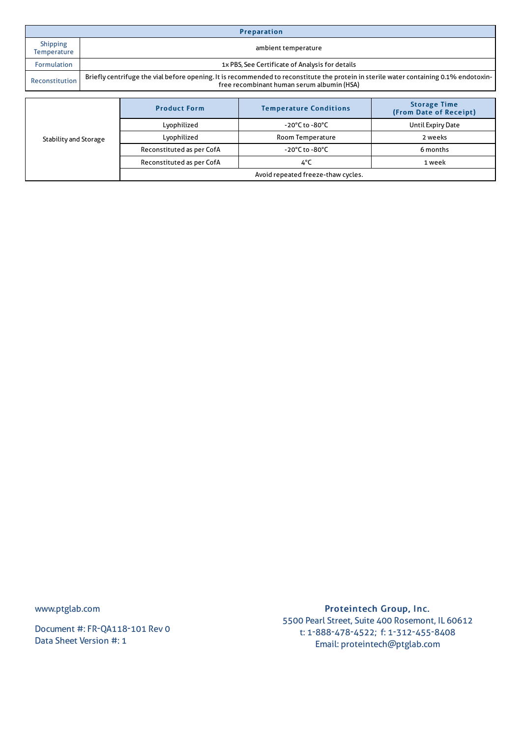| Preparation | |
|---|---|
| Shipping Temperature | ambient temperature |
| Formulation | 1x PBS, See Certificate of Analysis for details |
| Reconstitution | Briefly centrifuge the vial before opening. It is recommended to reconstitute the protein in sterile water containing 0.1% endotoxin-free recombinant human serum albumin (HSA) |

| | Product Form | Temperature Conditions | Storage Time (From Date of Receipt) |
|---|---|---|---|
| Stability and Storage | Lyophilized | -20°C to -80°C | Until Expiry Date |
| | Lyophilized | Room Temperature | 2 weeks |
| | Reconstituted as per CofA | -20°C to -80°C | 6 months |
| | Reconstituted as per CofA | 4°C | 1 week |
| | Avoid repeated freeze-thaw cycles. | | |

www.ptglab.com

Document #: FR-QA118-101 Rev 0
Data Sheet Version #: 1

**Proteintech Group, Inc.**
5500 Pearl Street, Suite 400 Rosemont, IL 60612
t: 1-888-478-4522; f: 1-312-455-8408
Email: proteintech@ptglab.com